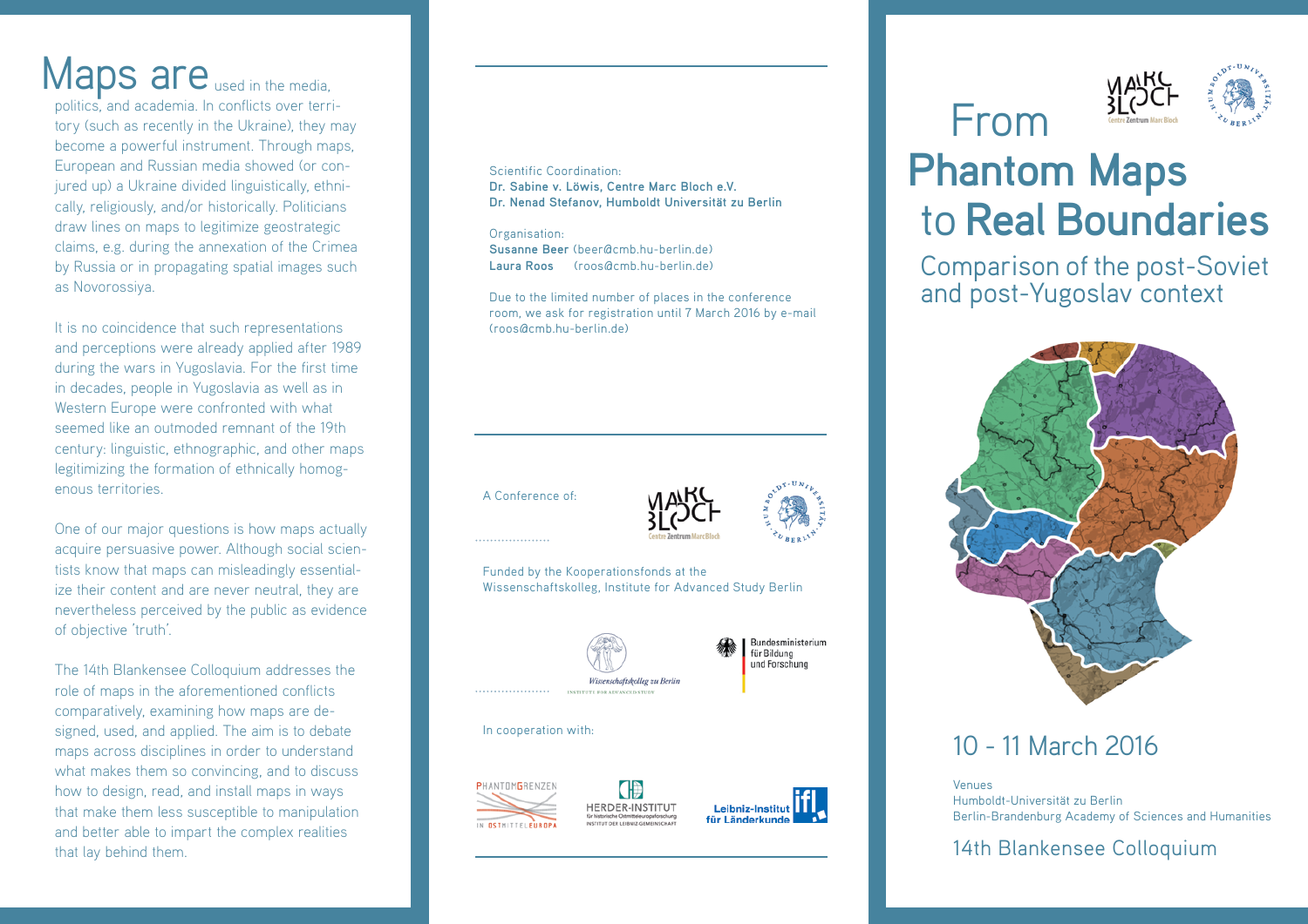**Maps are** used in the media, politics, and academia. In conflicts over territory (such as recently in the Ukraine), they may become a powerful instrument. Through maps, European and Russian media showed (or conjured up) a Ukraine divided linguistically, ethnically, religiously, and/or historically. Politicians draw lines on maps to legitimize geostrategic claims, e.g. during the annexation of the Crimea by Russia or in propagating spatial images such as Novorossiya.

It is no coincidence that such representations and perceptions were already applied after 1989 during the wars in Yugoslavia. For the first time in decades, people in Yugoslavia as well as in Western Europe were confronted with what seemed like an outmoded remnant of the 19th century: linguistic, ethnographic, and other maps legitimizing the formation of ethnically homogenous territories.

One of our major questions is how maps actually acquire persuasive power. Although social scientists know that maps can misleadingly essentialize their content and are never neutral, they are nevertheless perceived by the public as evidence of objective 'truth'.

The 14th Blankensee Colloquium addresses the role of maps in the aforementioned conflicts comparatively, examining how maps are designed, used, and applied. The aim is to debate maps across disciplines in order to understand what makes them so convincing, and to discuss how to design, read, and install maps in ways that make them less susceptible to manipulation and better able to impart the complex realities that lay behind them.

Scientific Coordination:
**Dr. Sabine v. Löwis, Centre Marc Bloch e.V.**
**Dr. Nenad Stefanov, Humboldt Universität zu Berlin**

Organisation:
**Susanne Beer** (beer@cmb.hu-berlin.de)
**Laura Roos** (roos@cmb.hu-berlin.de)

Due to the limited number of places in the conference room, we ask for registration until 7 March 2016 by e-mail (roos@cmb.hu-berlin.de)

A Conference of:

Centre Zentrum Marc Bloch · Humboldt-Universität zu Berlin

Funded by the Kooperationsfonds at the Wissenschaftskolleg, Institute for Advanced Study Berlin

Wissenschaftskolleg zu Berlin – Institute for Advanced Study · Bundesministerium für Bildung und Forschung

In cooperation with:

Phantomgrenzen in Ostmitteleuropa · Herder-Institut für historische Ostmitteleuropaforschung – Institut der Leibniz-Gemeinschaft · Leibniz-Institut für Länderkunde (ifl)

# From **Phantom Maps** to **Real Boundaries**

## Comparison of the post-Soviet and post-Yugoslav context

## 10 - 11 March 2016

Venues
Humboldt-Universität zu Berlin
Berlin-Brandenburg Academy of Sciences and Humanities

## 14th Blankensee Colloquium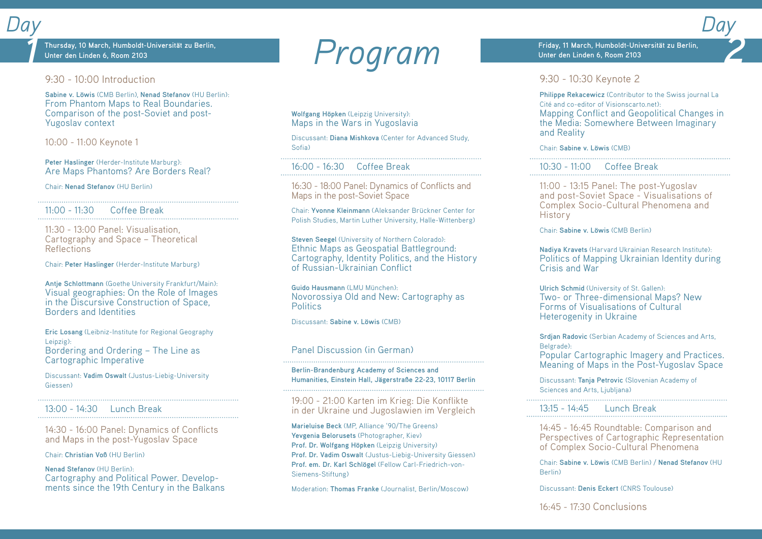# Program

## Day 1

Thursday, 10 March, Humboldt-Universität zu Berlin, Unter den Linden 6, Room 2103

### 9:30 - 10:00 Introduction

**Sabine v. Löwis** (CMB Berlin), **Nenad Stefanov** (HU Berlin):
From Phantom Maps to Real Boundaries. Comparison of the post-Soviet and post-Yugoslav context

### 10:00 - 11:00 Keynote 1

**Peter Haslinger** (Herder-Institute Marburg):
Are Maps Phantoms? Are Borders Real?

Chair: **Nenad Stefanov** (HU Berlin)

### 11:00 - 11:30 Coffee Break

### 11:30 - 13:00 Panel: Visualisation, Cartography and Space – Theoretical Reflections

Chair: **Peter Haslinger** (Herder-Institute Marburg)

**Antje Schlottmann** (Goethe University Frankfurt/Main):
Visual geographies: On the Role of Images in the Discursive Construction of Space, Borders and Identities

**Eric Losang** (Leibniz-Institute for Regional Geography Leipzig):
Bordering and Ordering – The Line as Cartographic Imperative

Discussant: **Vadim Oswalt** (Justus-Liebig-University Giessen)

### 13:00 - 14:30 Lunch Break

### 14:30 - 16:00 Panel: Dynamics of Conflicts and Maps in the post-Yugoslav Space

Chair: **Christian Voß** (HU Berlin)

**Nenad Stefanov** (HU Berlin):
Cartography and Political Power. Developments since the 19th Century in the Balkans

**Wolfgang Höpken** (Leipzig University):
Maps in the Wars in Yugoslavia

Discussant: **Diana Mishkova** (Center for Advanced Study, Sofia)

### 16:00 - 16:30 Coffee Break

### 16:30 - 18:00 Panel: Dynamics of Conflicts and Maps in the post-Soviet Space

Chair: **Yvonne Kleinmann** (Aleksander Brückner Center for Polish Studies, Martin Luther University, Halle-Wittenberg)

**Steven Seegel** (University of Northern Colorado):
Ethnic Maps as Geospatial Battleground: Cartography, Identity Politics, and the History of Russian-Ukrainian Conflict

**Guido Hausmann** (LMU München):
Novorossiya Old and New: Cartography as Politics

Discussant: **Sabine v. Löwis** (CMB)

### Panel Discussion (in German)

**Berlin-Brandenburg Academy of Sciences and Humanities, Einstein Hall, Jägerstraße 22-23, 10117 Berlin**

### 19:00 - 21:00 Karten im Krieg: Die Konflikte in der Ukraine und Jugoslawien im Vergleich

**Marieluise Beck** (MP, Alliance '90/The Greens)
**Yevgenia Belorusets** (Photographer, Kiev)
**Prof. Dr. Wolfgang Höpken** (Leipzig University)
**Prof. Dr. Vadim Oswalt** (Justus-Liebig-University Giessen)
**Prof. em. Dr. Karl Schlögel** (Fellow Carl-Friedrich-von-Siemens-Stiftung)

Moderation: **Thomas Franke** (Journalist, Berlin/Moscow)

## Day 2

Friday, 11 March, Humboldt-Universität zu Berlin, Unter den Linden 6, Room 2103

### 9:30 - 10:30 Keynote 2

**Philippe Rekacewicz** (Contributor to the Swiss journal La Cité and co-editor of Visionscarto.net):
Mapping Conflict and Geopolitical Changes in the Media: Somewhere Between Imaginary and Reality

Chair: **Sabine v. Löwis** (CMB)

### 10:30 - 11:00 Coffee Break

### 11:00 - 13:15 Panel: The post-Yugoslav and post-Soviet Space - Visualisations of Complex Socio-Cultural Phenomena and History

Chair: **Sabine v. Löwis** (CMB Berlin)

**Nadiya Kravets** (Harvard Ukrainian Research Institute):
Politics of Mapping Ukrainian Identity during Crisis and War

**Ulrich Schmid** (University of St. Gallen):
Two- or Three-dimensional Maps? New Forms of Visualisations of Cultural Heterogenity in Ukraine

**Srdjan Radovic** (Serbian Academy of Sciences and Arts, Belgrade):
Popular Cartographic Imagery and Practices. Meaning of Maps in the Post-Yugoslav Space

Discussant: **Tanja Petrovic** (Slovenian Academy of Sciences and Arts, Ljubljana)

### 13:15 - 14:45 Lunch Break

### 14:45 - 16:45 Roundtable: Comparison and Perspectives of Cartographic Representation of Complex Socio-Cultural Phenomena

Chair: **Sabine v. Löwis** (CMB Berlin) / **Nenad Stefanov** (HU Berlin)

Discussant: **Denis Eckert** (CNRS Toulouse)

### 16:45 - 17:30 Conclusions